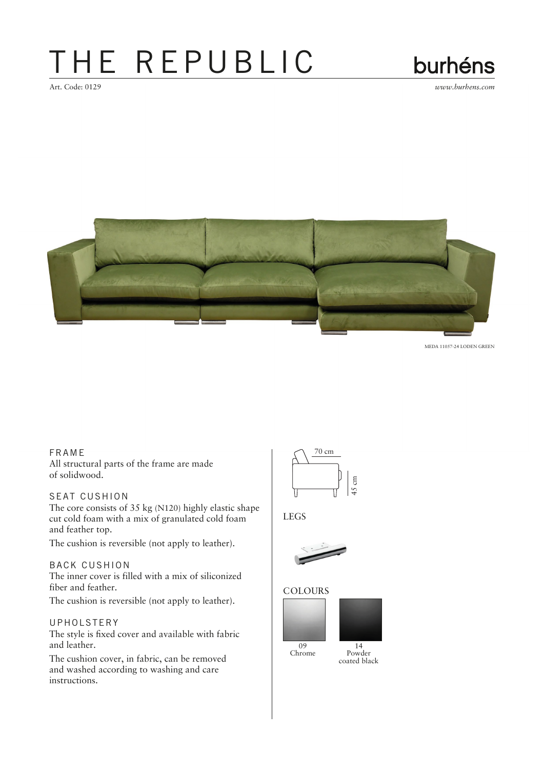# THE REPUBLIC

burhéns

Art. Code: 0129

*www.burhens.com*

MEDA 11057-24 LODEN GREEN

### FRAME

All structural parts of the frame are made of solidwood.

### SEAT CUSHION

The core consists of 35 kg (N120) highly elastic shape cut cold foam with a mix of granulated cold foam and feather top.

The cushion is reversible (not apply to leather).

### BACK CUSHION

The inner cover is filled with a mix of siliconized fiber and feather.

The cushion is reversible (not apply to leather).

### UPHOLSTERY

The style is fixed cover and available with fabric and leather.

The cushion cover, in fabric, can be removed and washed according to washing and care instructions.

70 cm

45 cm

### LEGS

### COLOURS

09 Chrome

14 Powder coated black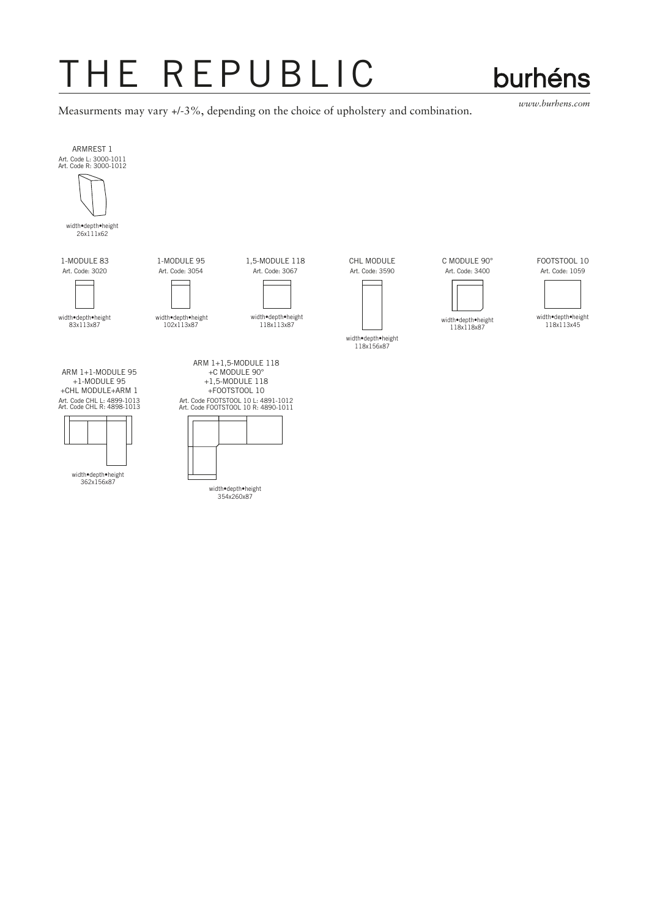# THE REPUBLIC

burhéns

*www.burhens.com*

Measurments may vary +/-3%, depending on the choice of upholstery and combination.

ARMREST 1
Art. Code L: 3000-1011
Art. Code R: 3000-1012

width•depth•height
26x111x62

1-MODULE 83
Art. Code: 3020

width•depth•height
83x113x87

1-MODULE 95
Art. Code: 3054

width•depth•height
102x113x87

1,5-MODULE 118
Art. Code: 3067

width•depth•height
118x113x87

CHL MODULE
Art. Code: 3590

width•depth•height
118x156x87

C MODULE 90°
Art. Code: 3400

width•depth•height
118x118x87

FOOTSTOOL 10
Art. Code: 1059

width•depth•height
118x113x45

ARM 1+1-MODULE 95
+1-MODULE 95
+CHL MODULE+ARM 1
Art. Code CHL L: 4899-1013
Art. Code CHL R: 4898-1013

width•depth•height
362x156x87

ARM 1+1,5-MODULE 118
+C MODULE 90°
+1,5-MODULE 118
+FOOTSTOOL 10
Art. Code FOOTSTOOL 10 L: 4891-1012
Art. Code FOOTSTOOL 10 R: 4890-1011

width•depth•height
354x260x87